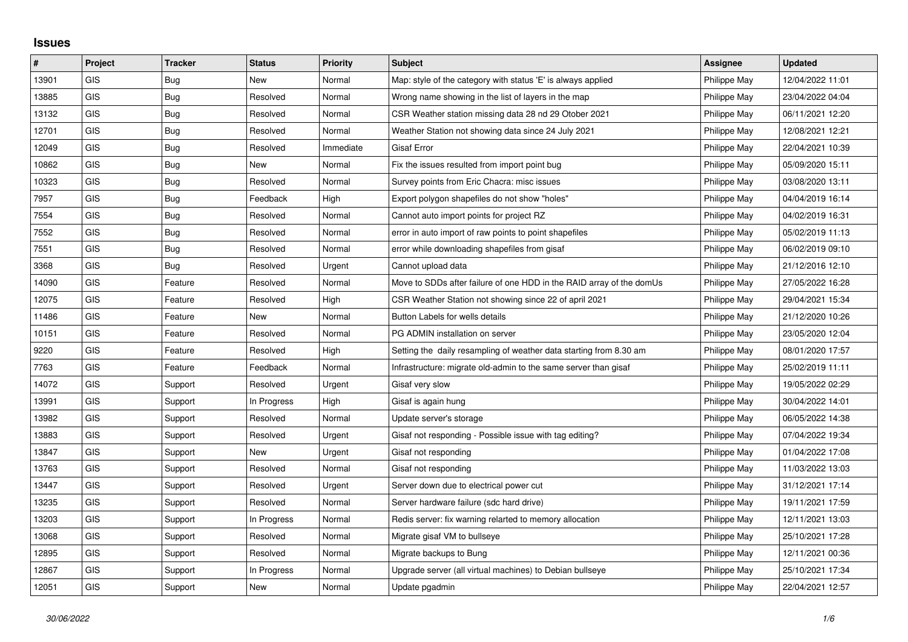## Issues

| # | Project | Tracker | Status | Priority | Subject | Assignee | Updated |
|---|---|---|---|---|---|---|---|
| 13901 | GIS | Bug | New | Normal | Map: style of the category with status 'E' is always applied | Philippe May | 12/04/2022 11:01 |
| 13885 | GIS | Bug | Resolved | Normal | Wrong name showing in the list of layers in the map | Philippe May | 23/04/2022 04:04 |
| 13132 | GIS | Bug | Resolved | Normal | CSR Weather station missing data 28 nd 29 Otober 2021 | Philippe May | 06/11/2021 12:20 |
| 12701 | GIS | Bug | Resolved | Normal | Weather Station not showing data since 24 July 2021 | Philippe May | 12/08/2021 12:21 |
| 12049 | GIS | Bug | Resolved | Immediate | Gisaf Error | Philippe May | 22/04/2021 10:39 |
| 10862 | GIS | Bug | New | Normal | Fix the issues resulted from import point bug | Philippe May | 05/09/2020 15:11 |
| 10323 | GIS | Bug | Resolved | Normal | Survey points from Eric Chacra: misc issues | Philippe May | 03/08/2020 13:11 |
| 7957 | GIS | Bug | Feedback | High | Export polygon shapefiles do not show "holes" | Philippe May | 04/04/2019 16:14 |
| 7554 | GIS | Bug | Resolved | Normal | Cannot auto import points for project RZ | Philippe May | 04/02/2019 16:31 |
| 7552 | GIS | Bug | Resolved | Normal | error in auto import of raw points to point shapefiles | Philippe May | 05/02/2019 11:13 |
| 7551 | GIS | Bug | Resolved | Normal | error while downloading shapefiles from gisaf | Philippe May | 06/02/2019 09:10 |
| 3368 | GIS | Bug | Resolved | Urgent | Cannot upload data | Philippe May | 21/12/2016 12:10 |
| 14090 | GIS | Feature | Resolved | Normal | Move to SDDs after failure of one HDD in the RAID array of the domUs | Philippe May | 27/05/2022 16:28 |
| 12075 | GIS | Feature | Resolved | High | CSR Weather Station not showing since 22 of april 2021 | Philippe May | 29/04/2021 15:34 |
| 11486 | GIS | Feature | New | Normal | Button Labels for wells details | Philippe May | 21/12/2020 10:26 |
| 10151 | GIS | Feature | Resolved | Normal | PG ADMIN installation on server | Philippe May | 23/05/2020 12:04 |
| 9220 | GIS | Feature | Resolved | High | Setting the daily resampling of weather data starting from 8.30 am | Philippe May | 08/01/2020 17:57 |
| 7763 | GIS | Feature | Feedback | Normal | Infrastructure: migrate old-admin to the same server than gisaf | Philippe May | 25/02/2019 11:11 |
| 14072 | GIS | Support | Resolved | Urgent | Gisaf very slow | Philippe May | 19/05/2022 02:29 |
| 13991 | GIS | Support | In Progress | High | Gisaf is again hung | Philippe May | 30/04/2022 14:01 |
| 13982 | GIS | Support | Resolved | Normal | Update server's storage | Philippe May | 06/05/2022 14:38 |
| 13883 | GIS | Support | Resolved | Urgent | Gisaf not responding - Possible issue with tag editing? | Philippe May | 07/04/2022 19:34 |
| 13847 | GIS | Support | New | Urgent | Gisaf not responding | Philippe May | 01/04/2022 17:08 |
| 13763 | GIS | Support | Resolved | Normal | Gisaf not responding | Philippe May | 11/03/2022 13:03 |
| 13447 | GIS | Support | Resolved | Urgent | Server down due to electrical power cut | Philippe May | 31/12/2021 17:14 |
| 13235 | GIS | Support | Resolved | Normal | Server hardware failure (sdc hard drive) | Philippe May | 19/11/2021 17:59 |
| 13203 | GIS | Support | In Progress | Normal | Redis server: fix warning relarted to memory allocation | Philippe May | 12/11/2021 13:03 |
| 13068 | GIS | Support | Resolved | Normal | Migrate gisaf VM to bullseye | Philippe May | 25/10/2021 17:28 |
| 12895 | GIS | Support | Resolved | Normal | Migrate backups to Bung | Philippe May | 12/11/2021 00:36 |
| 12867 | GIS | Support | In Progress | Normal | Upgrade server (all virtual machines) to Debian bullseye | Philippe May | 25/10/2021 17:34 |
| 12051 | GIS | Support | New | Normal | Update pgadmin | Philippe May | 22/04/2021 12:57 |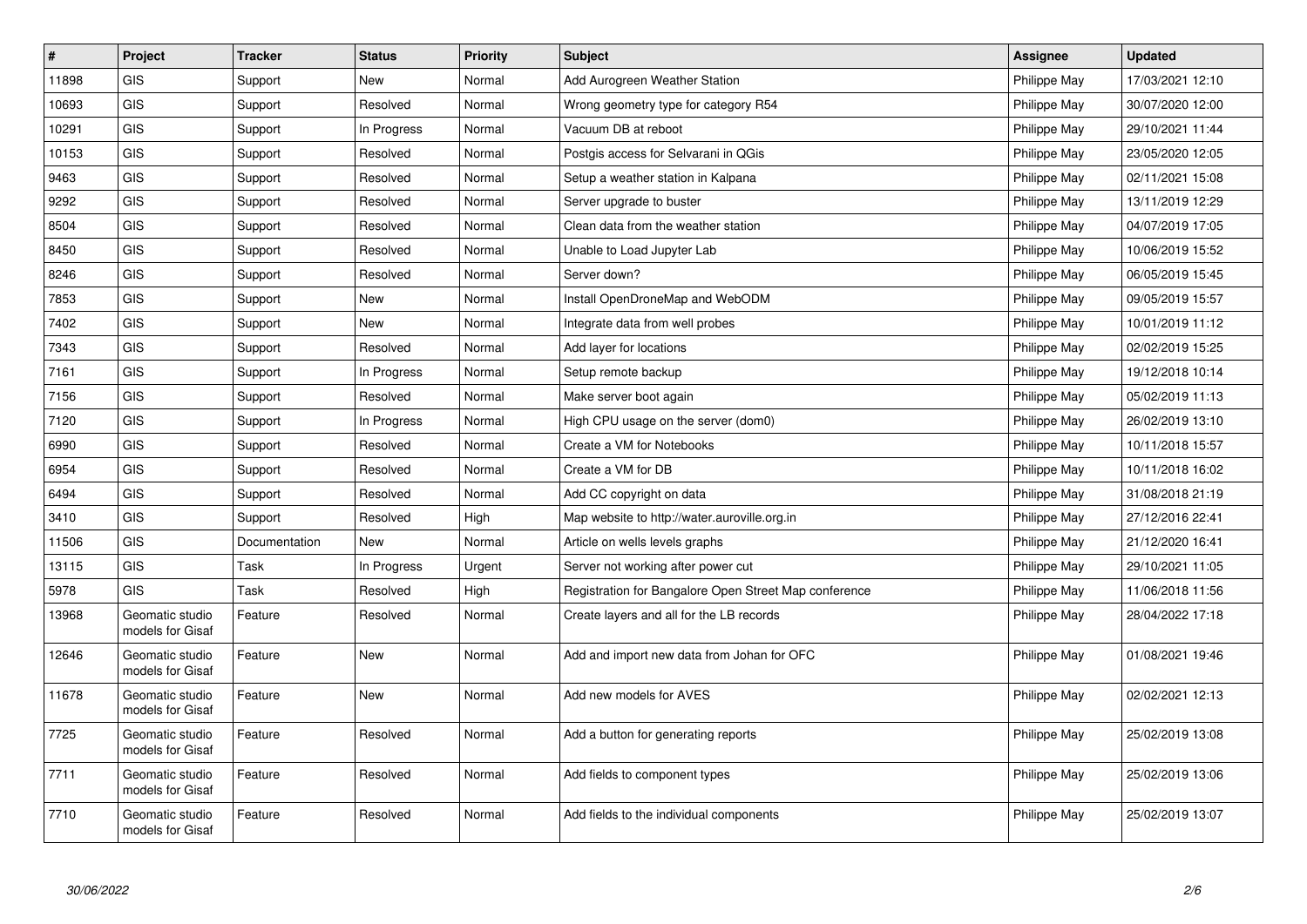| # | Project | Tracker | Status | Priority | Subject | Assignee | Updated |
|---|---|---|---|---|---|---|---|
| 11898 | GIS | Support | New | Normal | Add Aurogreen Weather Station | Philippe May | 17/03/2021 12:10 |
| 10693 | GIS | Support | Resolved | Normal | Wrong geometry type for category R54 | Philippe May | 30/07/2020 12:00 |
| 10291 | GIS | Support | In Progress | Normal | Vacuum DB at reboot | Philippe May | 29/10/2021 11:44 |
| 10153 | GIS | Support | Resolved | Normal | Postgis access for Selvarani in QGis | Philippe May | 23/05/2020 12:05 |
| 9463 | GIS | Support | Resolved | Normal | Setup a weather station in Kalpana | Philippe May | 02/11/2021 15:08 |
| 9292 | GIS | Support | Resolved | Normal | Server upgrade to buster | Philippe May | 13/11/2019 12:29 |
| 8504 | GIS | Support | Resolved | Normal | Clean data from the weather station | Philippe May | 04/07/2019 17:05 |
| 8450 | GIS | Support | Resolved | Normal | Unable to Load Jupyter Lab | Philippe May | 10/06/2019 15:52 |
| 8246 | GIS | Support | Resolved | Normal | Server down? | Philippe May | 06/05/2019 15:45 |
| 7853 | GIS | Support | New | Normal | Install OpenDroneMap and WebODM | Philippe May | 09/05/2019 15:57 |
| 7402 | GIS | Support | New | Normal | Integrate data from well probes | Philippe May | 10/01/2019 11:12 |
| 7343 | GIS | Support | Resolved | Normal | Add layer for locations | Philippe May | 02/02/2019 15:25 |
| 7161 | GIS | Support | In Progress | Normal | Setup remote backup | Philippe May | 19/12/2018 10:14 |
| 7156 | GIS | Support | Resolved | Normal | Make server boot again | Philippe May | 05/02/2019 11:13 |
| 7120 | GIS | Support | In Progress | Normal | High CPU usage on the server (dom0) | Philippe May | 26/02/2019 13:10 |
| 6990 | GIS | Support | Resolved | Normal | Create a VM for Notebooks | Philippe May | 10/11/2018 15:57 |
| 6954 | GIS | Support | Resolved | Normal | Create a VM for DB | Philippe May | 10/11/2018 16:02 |
| 6494 | GIS | Support | Resolved | Normal | Add CC copyright on data | Philippe May | 31/08/2018 21:19 |
| 3410 | GIS | Support | Resolved | High | Map website to http://water.auroville.org.in | Philippe May | 27/12/2016 22:41 |
| 11506 | GIS | Documentation | New | Normal | Article on wells levels graphs | Philippe May | 21/12/2020 16:41 |
| 13115 | GIS | Task | In Progress | Urgent | Server not working after power cut | Philippe May | 29/10/2021 11:05 |
| 5978 | GIS | Task | Resolved | High | Registration for Bangalore Open Street Map conference | Philippe May | 11/06/2018 11:56 |
| 13968 | Geomatic studio models for Gisaf | Feature | Resolved | Normal | Create layers and all for the LB records | Philippe May | 28/04/2022 17:18 |
| 12646 | Geomatic studio models for Gisaf | Feature | New | Normal | Add and import new data from Johan for OFC | Philippe May | 01/08/2021 19:46 |
| 11678 | Geomatic studio models for Gisaf | Feature | New | Normal | Add new models for AVES | Philippe May | 02/02/2021 12:13 |
| 7725 | Geomatic studio models for Gisaf | Feature | Resolved | Normal | Add a button for generating reports | Philippe May | 25/02/2019 13:08 |
| 7711 | Geomatic studio models for Gisaf | Feature | Resolved | Normal | Add fields to component types | Philippe May | 25/02/2019 13:06 |
| 7710 | Geomatic studio models for Gisaf | Feature | Resolved | Normal | Add fields to the individual components | Philippe May | 25/02/2019 13:07 |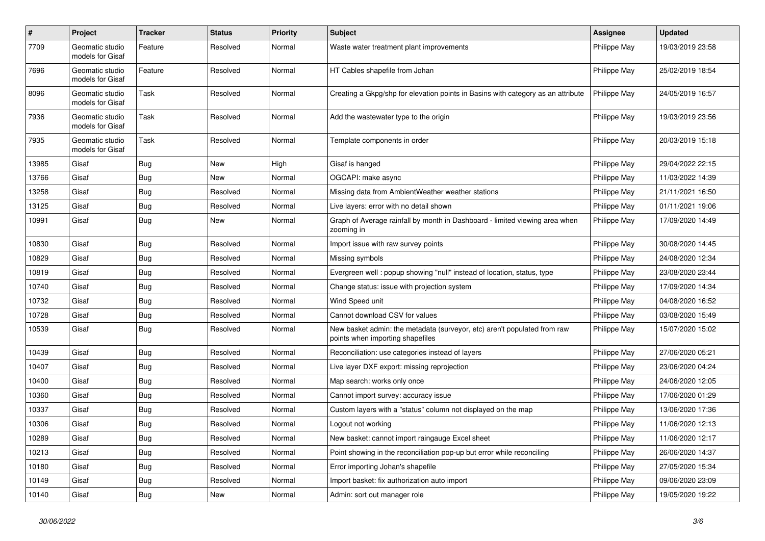| # | Project | Tracker | Status | Priority | Subject | Assignee | Updated |
|---|---|---|---|---|---|---|---|
| 7709 | Geomatic studio models for Gisaf | Feature | Resolved | Normal | Waste water treatment plant improvements | Philippe May | 19/03/2019 23:58 |
| 7696 | Geomatic studio models for Gisaf | Feature | Resolved | Normal | HT Cables shapefile from Johan | Philippe May | 25/02/2019 18:54 |
| 8096 | Geomatic studio models for Gisaf | Task | Resolved | Normal | Creating a Gkpg/shp for elevation points in Basins with category as an attribute | Philippe May | 24/05/2019 16:57 |
| 7936 | Geomatic studio models for Gisaf | Task | Resolved | Normal | Add the wastewater type to the origin | Philippe May | 19/03/2019 23:56 |
| 7935 | Geomatic studio models for Gisaf | Task | Resolved | Normal | Template components in order | Philippe May | 20/03/2019 15:18 |
| 13985 | Gisaf | Bug | New | High | Gisaf is hanged | Philippe May | 29/04/2022 22:15 |
| 13766 | Gisaf | Bug | New | Normal | OGCAPI: make async | Philippe May | 11/03/2022 14:39 |
| 13258 | Gisaf | Bug | Resolved | Normal | Missing data from AmbientWeather weather stations | Philippe May | 21/11/2021 16:50 |
| 13125 | Gisaf | Bug | Resolved | Normal | Live layers: error with no detail shown | Philippe May | 01/11/2021 19:06 |
| 10991 | Gisaf | Bug | New | Normal | Graph of Average rainfall by month in Dashboard - limited viewing area when zooming in | Philippe May | 17/09/2020 14:49 |
| 10830 | Gisaf | Bug | Resolved | Normal | Import issue with raw survey points | Philippe May | 30/08/2020 14:45 |
| 10829 | Gisaf | Bug | Resolved | Normal | Missing symbols | Philippe May | 24/08/2020 12:34 |
| 10819 | Gisaf | Bug | Resolved | Normal | Evergreen well : popup showing "null" instead of location, status, type | Philippe May | 23/08/2020 23:44 |
| 10740 | Gisaf | Bug | Resolved | Normal | Change status: issue with projection system | Philippe May | 17/09/2020 14:34 |
| 10732 | Gisaf | Bug | Resolved | Normal | Wind Speed unit | Philippe May | 04/08/2020 16:52 |
| 10728 | Gisaf | Bug | Resolved | Normal | Cannot download CSV for values | Philippe May | 03/08/2020 15:49 |
| 10539 | Gisaf | Bug | Resolved | Normal | New basket admin: the metadata (surveyor, etc) aren't populated from raw points when importing shapefiles | Philippe May | 15/07/2020 15:02 |
| 10439 | Gisaf | Bug | Resolved | Normal | Reconciliation: use categories instead of layers | Philippe May | 27/06/2020 05:21 |
| 10407 | Gisaf | Bug | Resolved | Normal | Live layer DXF export: missing reprojection | Philippe May | 23/06/2020 04:24 |
| 10400 | Gisaf | Bug | Resolved | Normal | Map search: works only once | Philippe May | 24/06/2020 12:05 |
| 10360 | Gisaf | Bug | Resolved | Normal | Cannot import survey: accuracy issue | Philippe May | 17/06/2020 01:29 |
| 10337 | Gisaf | Bug | Resolved | Normal | Custom layers with a "status" column not displayed on the map | Philippe May | 13/06/2020 17:36 |
| 10306 | Gisaf | Bug | Resolved | Normal | Logout not working | Philippe May | 11/06/2020 12:13 |
| 10289 | Gisaf | Bug | Resolved | Normal | New basket: cannot import raingauge Excel sheet | Philippe May | 11/06/2020 12:17 |
| 10213 | Gisaf | Bug | Resolved | Normal | Point showing in the reconciliation pop-up but error while reconciling | Philippe May | 26/06/2020 14:37 |
| 10180 | Gisaf | Bug | Resolved | Normal | Error importing Johan's shapefile | Philippe May | 27/05/2020 15:34 |
| 10149 | Gisaf | Bug | Resolved | Normal | Import basket: fix authorization auto import | Philippe May | 09/06/2020 23:09 |
| 10140 | Gisaf | Bug | New | Normal | Admin: sort out manager role | Philippe May | 19/05/2020 19:22 |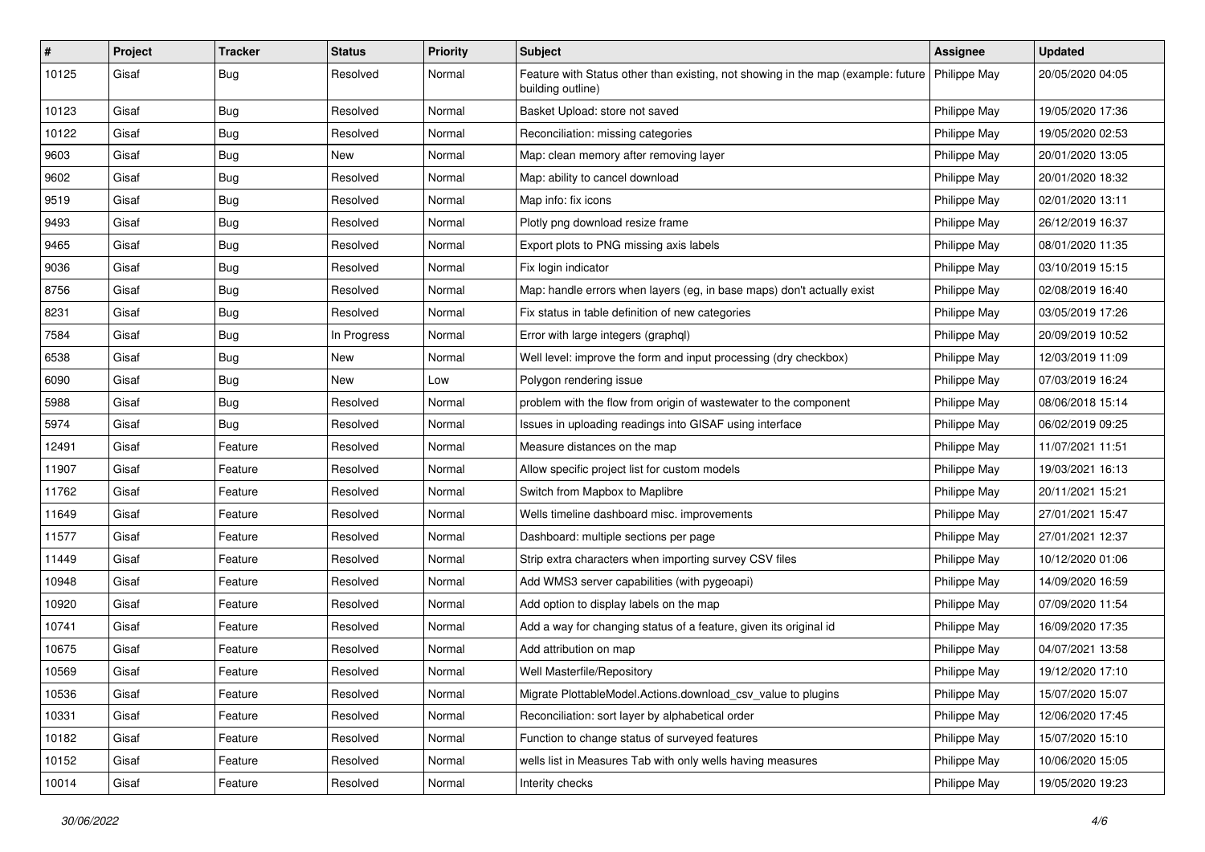| # | Project | Tracker | Status | Priority | Subject | Assignee | Updated |
|---|---|---|---|---|---|---|---|
| 10125 | Gisaf | Bug | Resolved | Normal | Feature with Status other than existing, not showing in the map (example: future building outline) | Philippe May | 20/05/2020 04:05 |
| 10123 | Gisaf | Bug | Resolved | Normal | Basket Upload: store not saved | Philippe May | 19/05/2020 17:36 |
| 10122 | Gisaf | Bug | Resolved | Normal | Reconciliation: missing categories | Philippe May | 19/05/2020 02:53 |
| 9603 | Gisaf | Bug | New | Normal | Map: clean memory after removing layer | Philippe May | 20/01/2020 13:05 |
| 9602 | Gisaf | Bug | Resolved | Normal | Map: ability to cancel download | Philippe May | 20/01/2020 18:32 |
| 9519 | Gisaf | Bug | Resolved | Normal | Map info: fix icons | Philippe May | 02/01/2020 13:11 |
| 9493 | Gisaf | Bug | Resolved | Normal | Plotly png download resize frame | Philippe May | 26/12/2019 16:37 |
| 9465 | Gisaf | Bug | Resolved | Normal | Export plots to PNG missing axis labels | Philippe May | 08/01/2020 11:35 |
| 9036 | Gisaf | Bug | Resolved | Normal | Fix login indicator | Philippe May | 03/10/2019 15:15 |
| 8756 | Gisaf | Bug | Resolved | Normal | Map: handle errors when layers (eg, in base maps) don't actually exist | Philippe May | 02/08/2019 16:40 |
| 8231 | Gisaf | Bug | Resolved | Normal | Fix status in table definition of new categories | Philippe May | 03/05/2019 17:26 |
| 7584 | Gisaf | Bug | In Progress | Normal | Error with large integers (graphql) | Philippe May | 20/09/2019 10:52 |
| 6538 | Gisaf | Bug | New | Normal | Well level: improve the form and input processing (dry checkbox) | Philippe May | 12/03/2019 11:09 |
| 6090 | Gisaf | Bug | New | Low | Polygon rendering issue | Philippe May | 07/03/2019 16:24 |
| 5988 | Gisaf | Bug | Resolved | Normal | problem with the flow from origin of wastewater to the component | Philippe May | 08/06/2018 15:14 |
| 5974 | Gisaf | Bug | Resolved | Normal | Issues in uploading readings into GISAF using interface | Philippe May | 06/02/2019 09:25 |
| 12491 | Gisaf | Feature | Resolved | Normal | Measure distances on the map | Philippe May | 11/07/2021 11:51 |
| 11907 | Gisaf | Feature | Resolved | Normal | Allow specific project list for custom models | Philippe May | 19/03/2021 16:13 |
| 11762 | Gisaf | Feature | Resolved | Normal | Switch from Mapbox to Maplibre | Philippe May | 20/11/2021 15:21 |
| 11649 | Gisaf | Feature | Resolved | Normal | Wells timeline dashboard misc. improvements | Philippe May | 27/01/2021 15:47 |
| 11577 | Gisaf | Feature | Resolved | Normal | Dashboard: multiple sections per page | Philippe May | 27/01/2021 12:37 |
| 11449 | Gisaf | Feature | Resolved | Normal | Strip extra characters when importing survey CSV files | Philippe May | 10/12/2020 01:06 |
| 10948 | Gisaf | Feature | Resolved | Normal | Add WMS3 server capabilities (with pygeoapi) | Philippe May | 14/09/2020 16:59 |
| 10920 | Gisaf | Feature | Resolved | Normal | Add option to display labels on the map | Philippe May | 07/09/2020 11:54 |
| 10741 | Gisaf | Feature | Resolved | Normal | Add a way for changing status of a feature, given its original id | Philippe May | 16/09/2020 17:35 |
| 10675 | Gisaf | Feature | Resolved | Normal | Add attribution on map | Philippe May | 04/07/2021 13:58 |
| 10569 | Gisaf | Feature | Resolved | Normal | Well Masterfile/Repository | Philippe May | 19/12/2020 17:10 |
| 10536 | Gisaf | Feature | Resolved | Normal | Migrate PlottableModel.Actions.download_csv_value to plugins | Philippe May | 15/07/2020 15:07 |
| 10331 | Gisaf | Feature | Resolved | Normal | Reconciliation: sort layer by alphabetical order | Philippe May | 12/06/2020 17:45 |
| 10182 | Gisaf | Feature | Resolved | Normal | Function to change status of surveyed features | Philippe May | 15/07/2020 15:10 |
| 10152 | Gisaf | Feature | Resolved | Normal | wells list in Measures Tab with only wells having measures | Philippe May | 10/06/2020 15:05 |
| 10014 | Gisaf | Feature | Resolved | Normal | Interity checks | Philippe May | 19/05/2020 19:23 |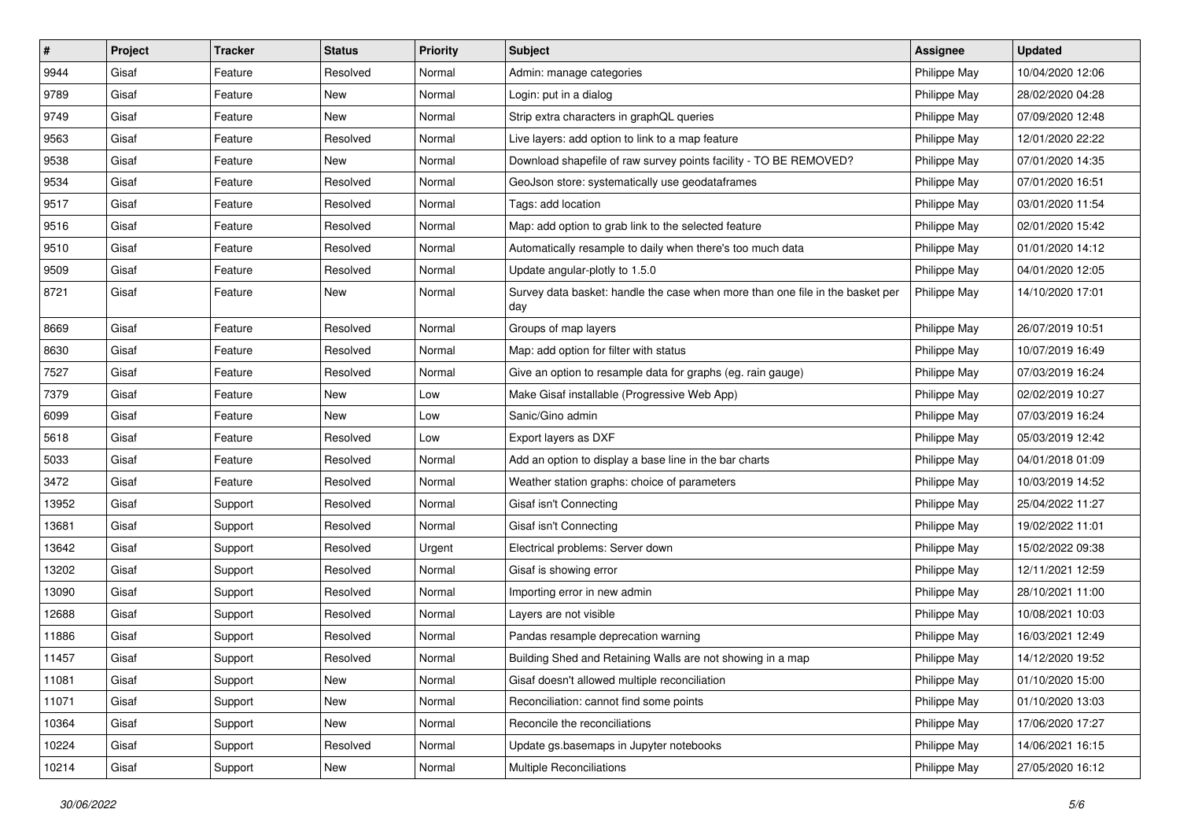| # | Project | Tracker | Status | Priority | Subject | Assignee | Updated |
|---|---|---|---|---|---|---|---|
| 9944 | Gisaf | Feature | Resolved | Normal | Admin: manage categories | Philippe May | 10/04/2020 12:06 |
| 9789 | Gisaf | Feature | New | Normal | Login: put in a dialog | Philippe May | 28/02/2020 04:28 |
| 9749 | Gisaf | Feature | New | Normal | Strip extra characters in graphQL queries | Philippe May | 07/09/2020 12:48 |
| 9563 | Gisaf | Feature | Resolved | Normal | Live layers: add option to link to a map feature | Philippe May | 12/01/2020 22:22 |
| 9538 | Gisaf | Feature | New | Normal | Download shapefile of raw survey points facility - TO BE REMOVED? | Philippe May | 07/01/2020 14:35 |
| 9534 | Gisaf | Feature | Resolved | Normal | GeoJson store: systematically use geodataframes | Philippe May | 07/01/2020 16:51 |
| 9517 | Gisaf | Feature | Resolved | Normal | Tags: add location | Philippe May | 03/01/2020 11:54 |
| 9516 | Gisaf | Feature | Resolved | Normal | Map: add option to grab link to the selected feature | Philippe May | 02/01/2020 15:42 |
| 9510 | Gisaf | Feature | Resolved | Normal | Automatically resample to daily when there's too much data | Philippe May | 01/01/2020 14:12 |
| 9509 | Gisaf | Feature | Resolved | Normal | Update angular-plotly to 1.5.0 | Philippe May | 04/01/2020 12:05 |
| 8721 | Gisaf | Feature | New | Normal | Survey data basket: handle the case when more than one file in the basket per day | Philippe May | 14/10/2020 17:01 |
| 8669 | Gisaf | Feature | Resolved | Normal | Groups of map layers | Philippe May | 26/07/2019 10:51 |
| 8630 | Gisaf | Feature | Resolved | Normal | Map: add option for filter with status | Philippe May | 10/07/2019 16:49 |
| 7527 | Gisaf | Feature | Resolved | Normal | Give an option to resample data for graphs (eg. rain gauge) | Philippe May | 07/03/2019 16:24 |
| 7379 | Gisaf | Feature | New | Low | Make Gisaf installable (Progressive Web App) | Philippe May | 02/02/2019 10:27 |
| 6099 | Gisaf | Feature | New | Low | Sanic/Gino admin | Philippe May | 07/03/2019 16:24 |
| 5618 | Gisaf | Feature | Resolved | Low | Export layers as DXF | Philippe May | 05/03/2019 12:42 |
| 5033 | Gisaf | Feature | Resolved | Normal | Add an option to display a base line in the bar charts | Philippe May | 04/01/2018 01:09 |
| 3472 | Gisaf | Feature | Resolved | Normal | Weather station graphs: choice of parameters | Philippe May | 10/03/2019 14:52 |
| 13952 | Gisaf | Support | Resolved | Normal | Gisaf isn't Connecting | Philippe May | 25/04/2022 11:27 |
| 13681 | Gisaf | Support | Resolved | Normal | Gisaf isn't Connecting | Philippe May | 19/02/2022 11:01 |
| 13642 | Gisaf | Support | Resolved | Urgent | Electrical problems: Server down | Philippe May | 15/02/2022 09:38 |
| 13202 | Gisaf | Support | Resolved | Normal | Gisaf is showing error | Philippe May | 12/11/2021 12:59 |
| 13090 | Gisaf | Support | Resolved | Normal | Importing error in new admin | Philippe May | 28/10/2021 11:00 |
| 12688 | Gisaf | Support | Resolved | Normal | Layers are not visible | Philippe May | 10/08/2021 10:03 |
| 11886 | Gisaf | Support | Resolved | Normal | Pandas resample deprecation warning | Philippe May | 16/03/2021 12:49 |
| 11457 | Gisaf | Support | Resolved | Normal | Building Shed and Retaining Walls are not showing in a map | Philippe May | 14/12/2020 19:52 |
| 11081 | Gisaf | Support | New | Normal | Gisaf doesn't allowed multiple reconciliation | Philippe May | 01/10/2020 15:00 |
| 11071 | Gisaf | Support | New | Normal | Reconciliation: cannot find some points | Philippe May | 01/10/2020 13:03 |
| 10364 | Gisaf | Support | New | Normal | Reconcile the reconciliations | Philippe May | 17/06/2020 17:27 |
| 10224 | Gisaf | Support | Resolved | Normal | Update gs.basemaps in Jupyter notebooks | Philippe May | 14/06/2021 16:15 |
| 10214 | Gisaf | Support | New | Normal | Multiple Reconciliations | Philippe May | 27/05/2020 16:12 |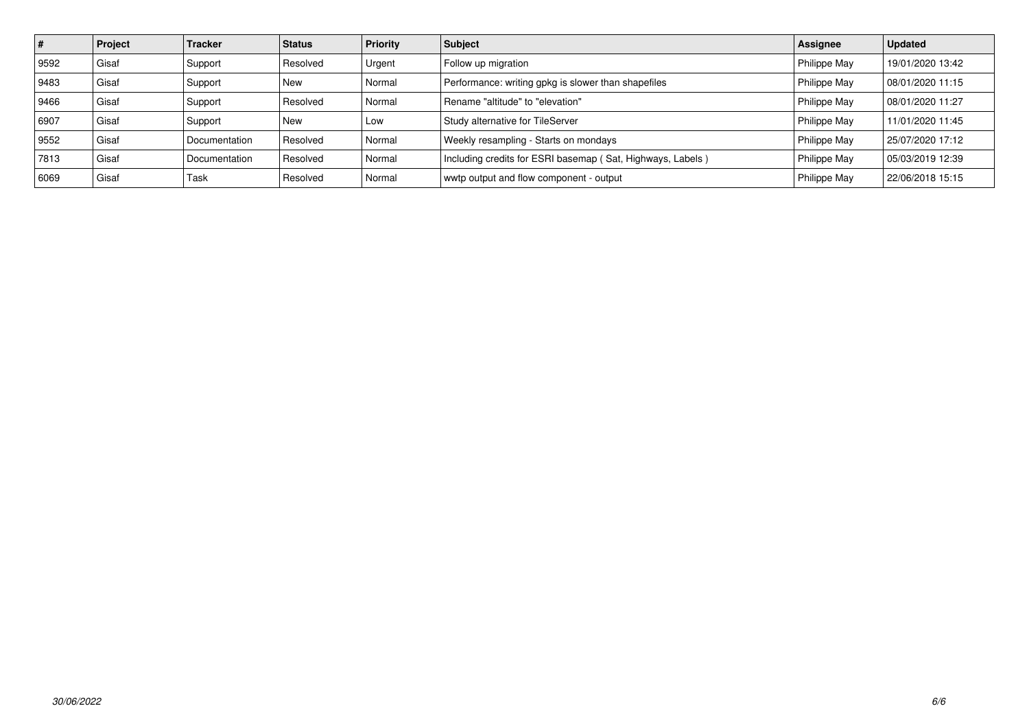| # | Project | Tracker | Status | Priority | Subject | Assignee | Updated |
|---|---|---|---|---|---|---|---|
| 9592 | Gisaf | Support | Resolved | Urgent | Follow up migration | Philippe May | 19/01/2020 13:42 |
| 9483 | Gisaf | Support | New | Normal | Performance: writing gpkg is slower than shapefiles | Philippe May | 08/01/2020 11:15 |
| 9466 | Gisaf | Support | Resolved | Normal | Rename "altitude" to "elevation" | Philippe May | 08/01/2020 11:27 |
| 6907 | Gisaf | Support | New | Low | Study alternative for TileServer | Philippe May | 11/01/2020 11:45 |
| 9552 | Gisaf | Documentation | Resolved | Normal | Weekly resampling - Starts on mondays | Philippe May | 25/07/2020 17:12 |
| 7813 | Gisaf | Documentation | Resolved | Normal | Including credits for ESRI basemap ( Sat, Highways, Labels ) | Philippe May | 05/03/2019 12:39 |
| 6069 | Gisaf | Task | Resolved | Normal | wwtp output and flow component - output | Philippe May | 22/06/2018 15:15 |